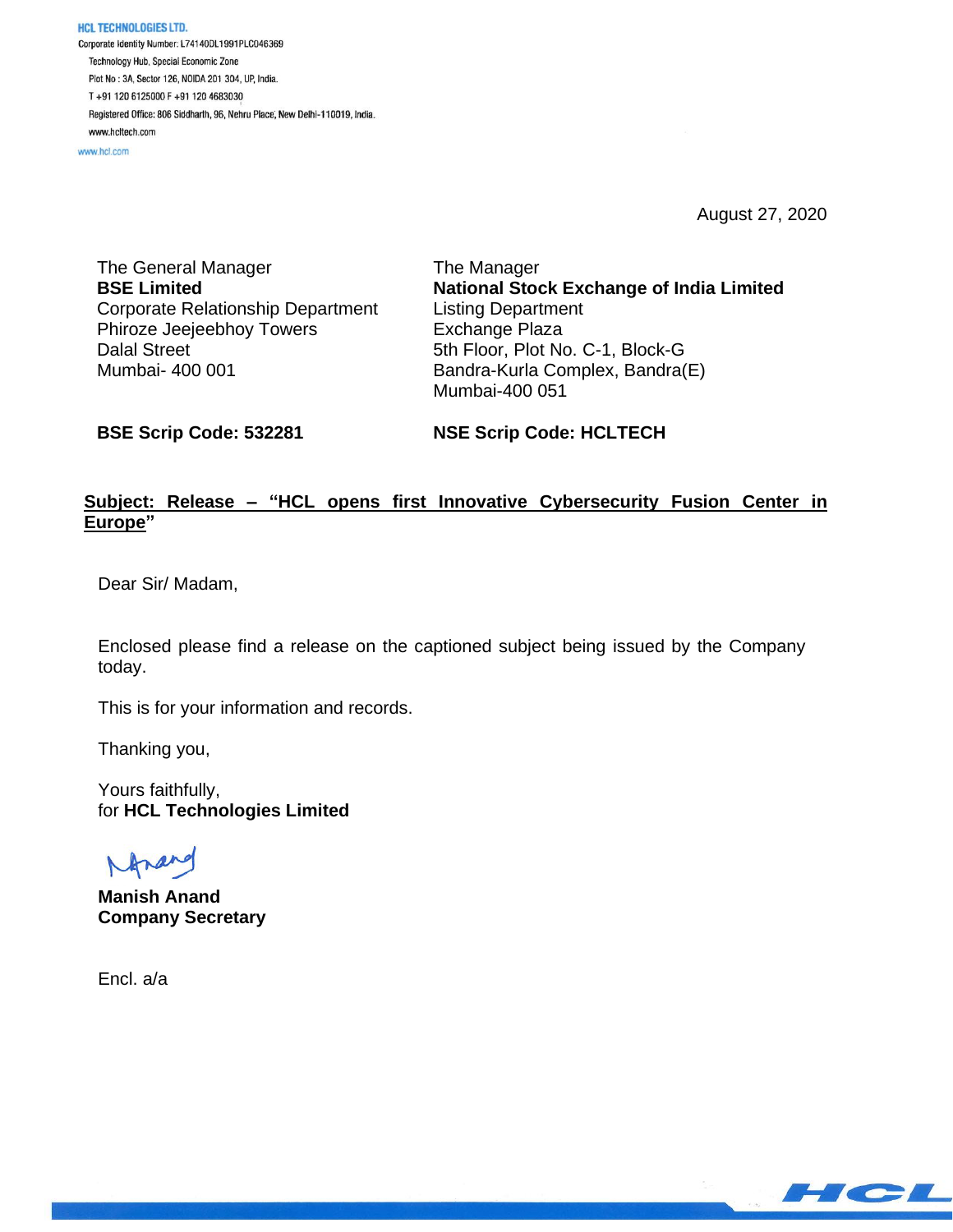**HCL TECHNOLOGIES LTD.**
Corporate Identity Number: L74140DL1991PLC046369
Technology Hub, Special Economic Zone
Plot No : 3A, Sector 126, NOIDA 201 304, UP, India.
T +91 120 6125000 F +91 120 4683030
Registered Office: 806 Siddharth, 96, Nehru Place, New Delhi-110019, India.
www.hcltech.com
www.hcl.com

August 27, 2020

The General Manager
**BSE Limited**
Corporate Relationship Department
Phiroze Jeejeebhoy Towers
Dalal Street
Mumbai- 400 001

**BSE Scrip Code: 532281**

The Manager
**National Stock Exchange of India Limited**
Listing Department
Exchange Plaza
5th Floor, Plot No. C-1, Block-G
Bandra-Kurla Complex, Bandra(E)
Mumbai-400 051

**NSE Scrip Code: HCLTECH**

**Subject: Release – "HCL opens first Innovative Cybersecurity Fusion Center in Europe"**

Dear Sir/ Madam,

Enclosed please find a release on the captioned subject being issued by the Company today.

This is for your information and records.

Thanking you,

Yours faithfully,
for **HCL Technologies Limited**

**Manish Anand**
**Company Secretary**

Encl. a/a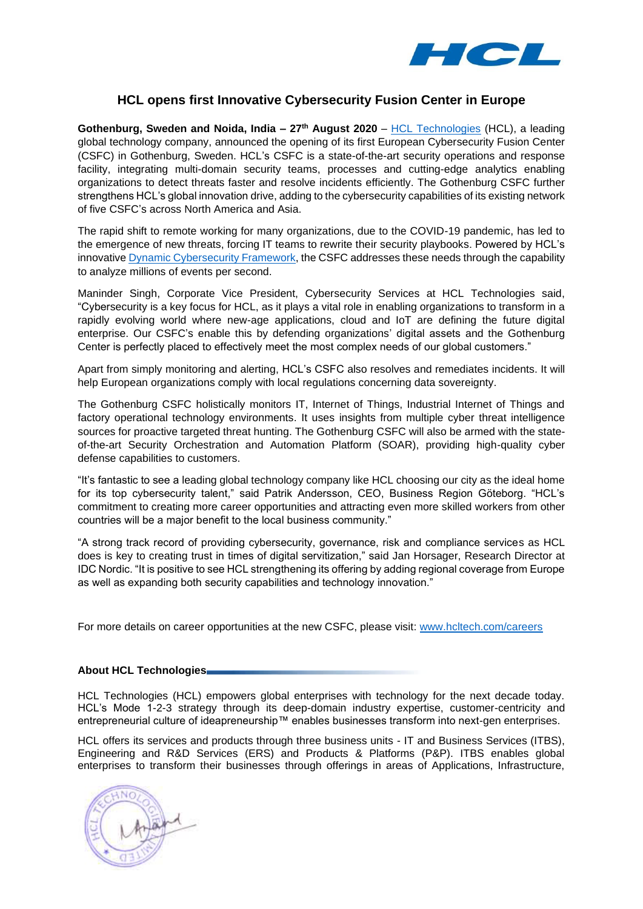## HCL opens first Innovative Cybersecurity Fusion Center in Europe

**Gothenburg, Sweden and Noida, India – 27th August 2020** – [HCL Technologies](https://www.hcltech.com) (HCL), a leading global technology company, announced the opening of its first European Cybersecurity Fusion Center (CSFC) in Gothenburg, Sweden. HCL's CSFC is a state-of-the-art security operations and response facility, integrating multi-domain security teams, processes and cutting-edge analytics enabling organizations to detect threats faster and resolve incidents efficiently. The Gothenburg CSFC further strengthens HCL's global innovation drive, adding to the cybersecurity capabilities of its existing network of five CSFC's across North America and Asia.

The rapid shift to remote working for many organizations, due to the COVID-19 pandemic, has led to the emergence of new threats, forcing IT teams to rewrite their security playbooks. Powered by HCL's innovative Dynamic Cybersecurity Framework, the CSFC addresses these needs through the capability to analyze millions of events per second.

Maninder Singh, Corporate Vice President, Cybersecurity Services at HCL Technologies said, "Cybersecurity is a key focus for HCL, as it plays a vital role in enabling organizations to transform in a rapidly evolving world where new-age applications, cloud and IoT are defining the future digital enterprise. Our CSFC's enable this by defending organizations' digital assets and the Gothenburg Center is perfectly placed to effectively meet the most complex needs of our global customers."

Apart from simply monitoring and alerting, HCL's CSFC also resolves and remediates incidents. It will help European organizations comply with local regulations concerning data sovereignty.

The Gothenburg CSFC holistically monitors IT, Internet of Things, Industrial Internet of Things and factory operational technology environments. It uses insights from multiple cyber threat intelligence sources for proactive targeted threat hunting. The Gothenburg CSFC will also be armed with the state-of-the-art Security Orchestration and Automation Platform (SOAR), providing high-quality cyber defense capabilities to customers.

"It's fantastic to see a leading global technology company like HCL choosing our city as the ideal home for its top cybersecurity talent," said Patrik Andersson, CEO, Business Region Göteborg. "HCL's commitment to creating more career opportunities and attracting even more skilled workers from other countries will be a major benefit to the local business community."

"A strong track record of providing cybersecurity, governance, risk and compliance services as HCL does is key to creating trust in times of digital servitization," said Jan Horsager, Research Director at IDC Nordic. "It is positive to see HCL strengthening its offering by adding regional coverage from Europe as well as expanding both security capabilities and technology innovation."

For more details on career opportunities at the new CSFC, please visit: [www.hcltech.com/careers](http://www.hcltech.com/careers)

**About HCL Technologies**

HCL Technologies (HCL) empowers global enterprises with technology for the next decade today. HCL's Mode 1-2-3 strategy through its deep-domain industry expertise, customer-centricity and entrepreneurial culture of ideapreneurship™ enables businesses transform into next-gen enterprises.

HCL offers its services and products through three business units - IT and Business Services (ITBS), Engineering and R&D Services (ERS) and Products & Platforms (P&P). ITBS enables global enterprises to transform their businesses through offerings in areas of Applications, Infrastructure,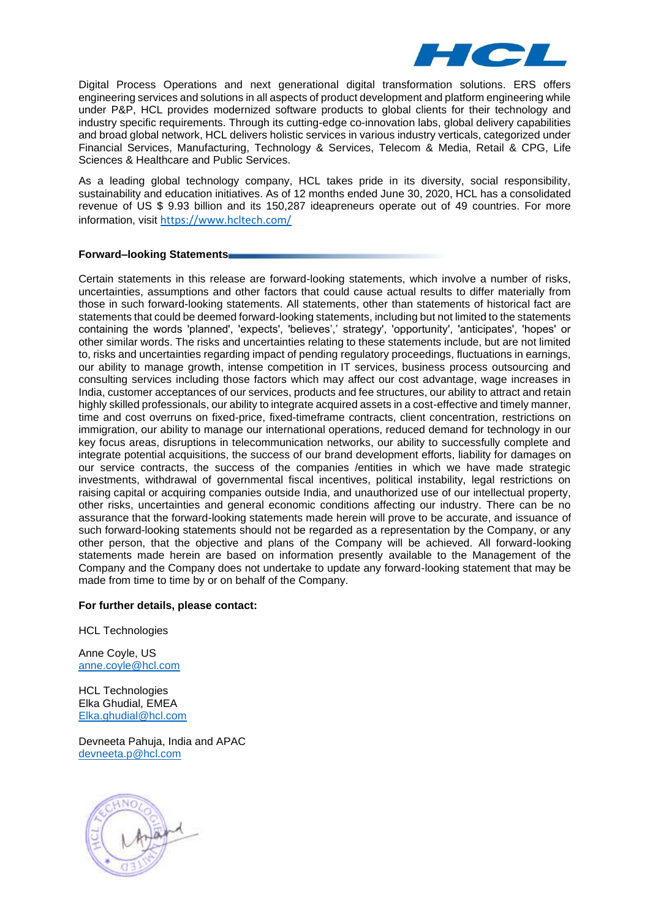Digital Process Operations and next generational digital transformation solutions. ERS offers engineering services and solutions in all aspects of product development and platform engineering while under P&P, HCL provides modernized software products to global clients for their technology and industry specific requirements. Through its cutting-edge co-innovation labs, global delivery capabilities and broad global network, HCL delivers holistic services in various industry verticals, categorized under Financial Services, Manufacturing, Technology & Services, Telecom & Media, Retail & CPG, Life Sciences & Healthcare and Public Services.

As a leading global technology company, HCL takes pride in its diversity, social responsibility, sustainability and education initiatives. As of 12 months ended June 30, 2020, HCL has a consolidated revenue of US $ 9.93 billion and its 150,287 ideapreneurs operate out of 49 countries. For more information, visit https://www.hcltech.com/

**Forward–looking Statements**

Certain statements in this release are forward-looking statements, which involve a number of risks, uncertainties, assumptions and other factors that could cause actual results to differ materially from those in such forward-looking statements. All statements, other than statements of historical fact are statements that could be deemed forward-looking statements, including but not limited to the statements containing the words 'planned', 'expects', 'believes',' strategy', 'opportunity', 'anticipates', 'hopes' or other similar words. The risks and uncertainties relating to these statements include, but are not limited to, risks and uncertainties regarding impact of pending regulatory proceedings, fluctuations in earnings, our ability to manage growth, intense competition in IT services, business process outsourcing and consulting services including those factors which may affect our cost advantage, wage increases in India, customer acceptances of our services, products and fee structures, our ability to attract and retain highly skilled professionals, our ability to integrate acquired assets in a cost-effective and timely manner, time and cost overruns on fixed-price, fixed-timeframe contracts, client concentration, restrictions on immigration, our ability to manage our international operations, reduced demand for technology in our key focus areas, disruptions in telecommunication networks, our ability to successfully complete and integrate potential acquisitions, the success of our brand development efforts, liability for damages on our service contracts, the success of the companies /entities in which we have made strategic investments, withdrawal of governmental fiscal incentives, political instability, legal restrictions on raising capital or acquiring companies outside India, and unauthorized use of our intellectual property, other risks, uncertainties and general economic conditions affecting our industry. There can be no assurance that the forward-looking statements made herein will prove to be accurate, and issuance of such forward-looking statements should not be regarded as a representation by the Company, or any other person, that the objective and plans of the Company will be achieved. All forward-looking statements made herein are based on information presently available to the Management of the Company and the Company does not undertake to update any forward-looking statement that may be made from time to time by or on behalf of the Company.

**For further details, please contact:**

HCL Technologies

Anne Coyle, US
anne.coyle@hcl.com

HCL Technologies
Elka Ghudial, EMEA
Elka.ghudial@hcl.com

Devneeta Pahuja, India and APAC
devneeta.p@hcl.com